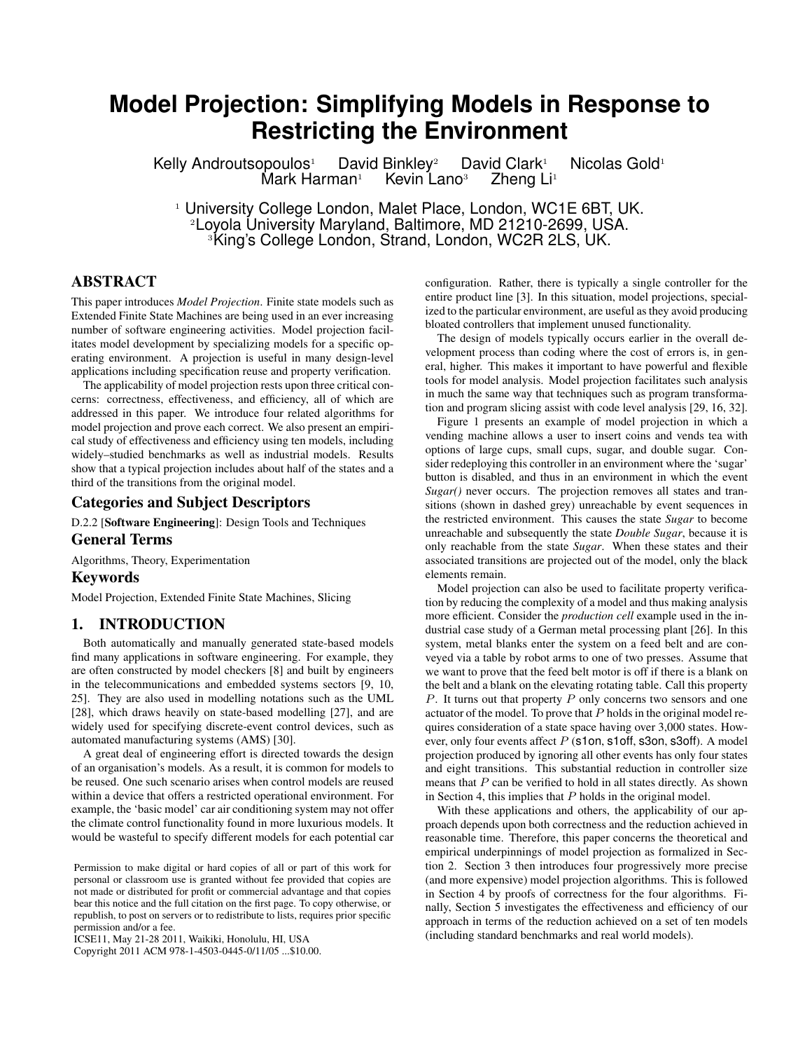# Model Projection: Simplifying Models in Response to Restricting the Environment

Kelly Androutsopoulos[1] David Binkley[2] David Clark[1] Nicolas Gold[1]
Mark Harman[1] Kevin Lano[3] Zheng Li[1]

[1] University College London, Malet Place, London, WC1E 6BT, UK.
[2]Loyola University Maryland, Baltimore, MD 21210-2699, USA.
[3]King's College London, Strand, London, WC2R 2LS, UK.

## ABSTRACT

This paper introduces *Model Projection*. Finite state models such as Extended Finite State Machines are being used in an ever increasing number of software engineering activities. Model projection facilitates model development by specializing models for a specific operating environment. A projection is useful in many design-level applications including specification reuse and property verification.

The applicability of model projection rests upon three critical concerns: correctness, effectiveness, and efficiency, all of which are addressed in this paper. We introduce four related algorithms for model projection and prove each correct. We also present an empirical study of effectiveness and efficiency using ten models, including widely–studied benchmarks as well as industrial models. Results show that a typical projection includes about half of the states and a third of the transitions from the original model.

### Categories and Subject Descriptors

D.2.2 [**Software Engineering**]: Design Tools and Techniques

### General Terms

Algorithms, Theory, Experimentation

### Keywords

Model Projection, Extended Finite State Machines, Slicing

## 1. INTRODUCTION

Both automatically and manually generated state-based models find many applications in software engineering. For example, they are often constructed by model checkers [8] and built by engineers in the telecommunications and embedded systems sectors [9, 10, 25]. They are also used in modelling notations such as the UML [28], which draws heavily on state-based modelling [27], and are widely used for specifying discrete-event control devices, such as automated manufacturing systems (AMS) [30].

A great deal of engineering effort is directed towards the design of an organisation's models. As a result, it is common for models to be reused. One such scenario arises when control models are reused within a device that offers a restricted operational environment. For example, the 'basic model' car air conditioning system may not offer the climate control functionality found in more luxurious models. It would be wasteful to specify different models for each potential car configuration. Rather, there is typically a single controller for the entire product line [3]. In this situation, model projections, specialized to the particular environment, are useful as they avoid producing bloated controllers that implement unused functionality.

The design of models typically occurs earlier in the overall development process than coding where the cost of errors is, in general, higher. This makes it important to have powerful and flexible tools for model analysis. Model projection facilitates such analysis in much the same way that techniques such as program transformation and program slicing assist with code level analysis [29, 16, 32].

Figure 1 presents an example of model projection in which a vending machine allows a user to insert coins and vends tea with options of large cups, small cups, sugar, and double sugar. Consider redeploying this controller in an environment where the 'sugar' button is disabled, and thus in an environment in which the event *Sugar()* never occurs. The projection removes all states and transitions (shown in dashed grey) unreachable by event sequences in the restricted environment. This causes the state *Sugar* to become unreachable and subsequently the state *Double Sugar*, because it is only reachable from the state *Sugar*. When these states and their associated transitions are projected out of the model, only the black elements remain.

Model projection can also be used to facilitate property verification by reducing the complexity of a model and thus making analysis more efficient. Consider the *production cell* example used in the industrial case study of a German metal processing plant [26]. In this system, metal blanks enter the system on a feed belt and are conveyed via a table by robot arms to one of two presses. Assume that we want to prove that the feed belt motor is off if there is a blank on the belt and a blank on the elevating rotating table. Call this property $P$. It turns out that property $P$ only concerns two sensors and one actuator of the model. To prove that $P$ holds in the original model requires consideration of a state space having over 3,000 states. However, only four events affect $P$ (s1on, s1off, s3on, s3off). A model projection produced by ignoring all other events has only four states and eight transitions. This substantial reduction in controller size means that $P$ can be verified to hold in all states directly. As shown in Section 4, this implies that $P$ holds in the original model.

With these applications and others, the applicability of our approach depends upon both correctness and the reduction achieved in reasonable time. Therefore, this paper concerns the theoretical and empirical underpinnings of model projection as formalized in Section 2. Section 3 then introduces four progressively more precise (and more expensive) model projection algorithms. This is followed in Section 4 by proofs of correctness for the four algorithms. Finally, Section 5 investigates the effectiveness and efficiency of our approach in terms of the reduction achieved on a set of ten models (including standard benchmarks and real world models).

Permission to make digital or hard copies of all or part of this work for personal or classroom use is granted without fee provided that copies are not made or distributed for profit or commercial advantage and that copies bear this notice and the full citation on the first page. To copy otherwise, or republish, to post on servers or to redistribute to lists, requires prior specific permission and/or a fee.
ICSE11, May 21-28 2011, Waikiki, Honolulu, HI, USA
Copyright 2011 ACM 978-1-4503-0445-0/11/05 ...$10.00.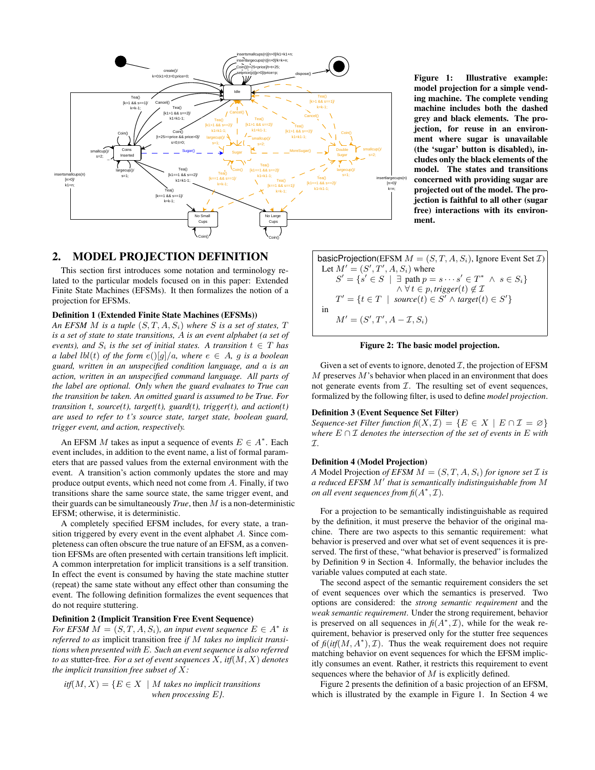**Figure 1: Illustrative example: model projection for a simple vending machine. The complete vending machine includes both the dashed grey and black elements. The projection, for reuse in an environment where sugar is unavailable (the 'sugar' button is disabled), includes only the black elements of the model. The states and transitions concerned with providing sugar are projected out of the model. The projection is faithful to all other (sugar free) interactions with its environment.**

## 2. MODEL PROJECTION DEFINITION

This section first introduces some notation and terminology related to the particular models focused on in this paper: Extended Finite State Machines (EFSMs). It then formalizes the notion of a projection for EFSMs.

**Definition 1 (Extended Finite State Machines (EFSMs))**

*An EFSM $M$ is a tuple $(S, T, A, S_i)$ where $S$ is a set of states, $T$ is a set of state to state transitions, $A$ is an event alphabet (a set of events), and $S_i$ is the set of initial states. A transition $t \in T$ has a label $lbl(t)$ of the form $e()[g]/a$, where $e \in A$, $g$ is a boolean guard, written in an unspecified condition language, and $a$ is an action, written in an unspecified command language. All parts of the label are optional. Only when the guard evaluates to True can the transition be taken. An omitted guard is assumed to be True. For transition $t$, source(t), target(t), guard(t), trigger(t), and action(t) are used to refer to $t$'s source state, target state, boolean guard, trigger event, and action, respectively.*

An EFSM $M$ takes as input a sequence of events $E \in A^*$. Each event includes, in addition to the event name, a list of formal parameters that are passed values from the external environment with the event. A transition's action commonly updates the store and may produce output events, which need not come from $A$. Finally, if two transitions share the same source state, the same trigger event, and their guards can be simultaneously *True*, then $M$ is a non-deterministic EFSM; otherwise, it is deterministic.

A completely specified EFSM includes, for every state, a transition triggered by every event in the event alphabet $A$. Since completeness can often obscure the true nature of an EFSM, as a convention EFSMs are often presented with certain transitions left implicit. A common interpretation for implicit transitions is a self transition. In effect the event is consumed by having the state machine stutter (repeat) the same state without any effect other than consuming the event. The following definition formalizes the event sequences that do not require stuttering.

**Definition 2 (Implicit Transition Free Event Sequence)**

*For EFSM $M = (S, T, A, S_i)$, an input event sequence $E \in A^*$ is referred to as* implicit transition free *if $M$ takes no implicit transitions when presented with $E$. Such an event sequence is also referred to as* stutter-free*. For a set of event sequences $X$, itf$(M, X)$ denotes the implicit transition free subset of $X$:*

$$\textit{itf}(M, X) = \{E \in X \mid M \text{ takes no implicit transitions when processing } E\}.$$

```
basicProjection(EFSM M = (S, T, A, S_i), Ignore Event Set I)
  Let M' = (S', T', A, S_i) where
      S' = {s' ∈ S | ∃ path p = s···s' ∈ T* ∧ s ∈ S_i}
                     ∧ ∀ t ∈ p, trigger(t) ∉ I
      T' = {t ∈ T | source(t) ∈ S' ∧ target(t) ∈ S'}
  in
      M' = (S', T', A − I, S_i)
```

**Figure 2: The basic model projection.**

Given a set of events to ignore, denoted $\mathcal{I}$, the projection of EFSM $M$ preserves $M$'s behavior when placed in an environment that does not generate events from $\mathcal{I}$. The resulting set of event sequences, formalized by the following filter, is used to define *model projection*.

**Definition 3 (Event Sequence Set Filter)**

*Sequence-set Filter function $\textit{fi}(X, \mathcal{I}) = \{E \in X \mid E \cap \mathcal{I} = \varnothing\}$ where $E \cap \mathcal{I}$ denotes the intersection of the set of events in $E$ with $\mathcal{I}$.*

**Definition 4 (Model Projection)**

*A* Model Projection *of EFSM $M = (S, T, A, S_i)$ for ignore set $\mathcal{I}$ is a reduced EFSM $M'$ that is semantically indistinguishable from $M$ on all event sequences from $\textit{fi}(A^*, \mathcal{I})$.*

For a projection to be semantically indistinguishable as required by the definition, it must preserve the behavior of the original machine. There are two aspects to this semantic requirement: what behavior is preserved and over what set of event sequences it is preserved. The first of these, "what behavior is preserved" is formalized by Definition 9 in Section 4. Informally, the behavior includes the variable values computed at each state.

The second aspect of the semantic requirement considers the set of event sequences over which the semantics is preserved. Two options are considered: the *strong semantic requirement* and the *weak semantic requirement*. Under the strong requirement, behavior is preserved on all sequences in $\textit{fi}(A^*, \mathcal{I})$, while for the weak requirement, behavior is preserved only for the stutter free sequences of $\textit{fi}(\textit{itf}(M, A^*), \mathcal{I})$. Thus the weak requirement does not require matching behavior on event sequences for which the EFSM implicitly consumes an event. Rather, it restricts this requirement to event sequences where the behavior of $M$ is explicitly defined.

Figure 2 presents the definition of a basic projection of an EFSM, which is illustrated by the example in Figure 1. In Section 4 we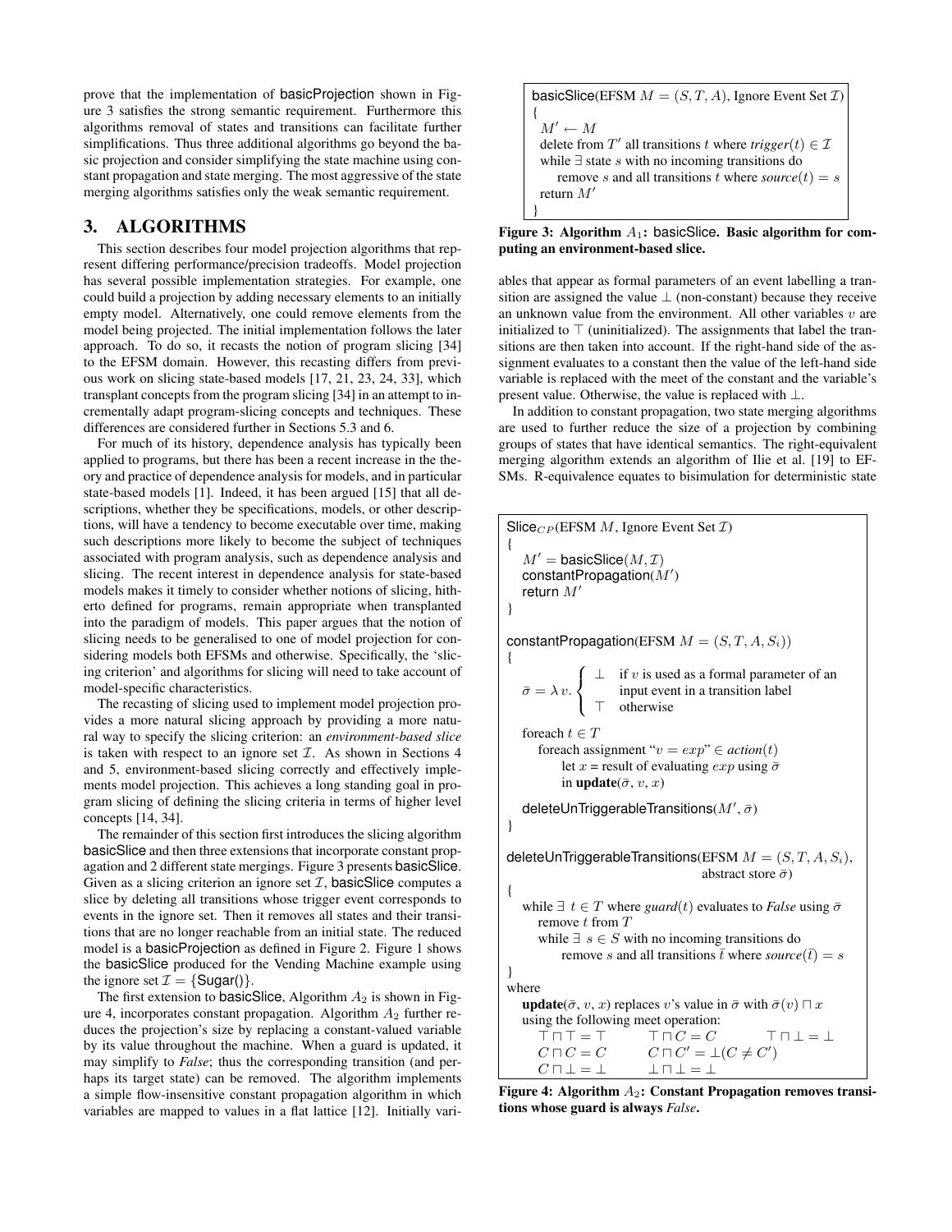prove that the implementation of basicProjection shown in Figure 3 satisfies the strong semantic requirement. Furthermore this algorithms removal of states and transitions can facilitate further simplifications. Thus three additional algorithms go beyond the basic projection and consider simplifying the state machine using constant propagation and state merging. The most aggressive of the state merging algorithms satisfies only the weak semantic requirement.

## 3. ALGORITHMS

This section describes four model projection algorithms that represent differing performance/precision tradeoffs. Model projection has several possible implementation strategies. For example, one could build a projection by adding necessary elements to an initially empty model. Alternatively, one could remove elements from the model being projected. The initial implementation follows the later approach. To do so, it recasts the notion of program slicing [34] to the EFSM domain. However, this recasting differs from previous work on slicing state-based models [17, 21, 23, 24, 33], which transplant concepts from the program slicing [34] in an attempt to incrementally adapt program-slicing concepts and techniques. These differences are considered further in Sections 5.3 and 6.

For much of its history, dependence analysis has typically been applied to programs, but there has been a recent increase in the theory and practice of dependence analysis for models, and in particular state-based models [1]. Indeed, it has been argued [15] that all descriptions, whether they be specifications, models, or other descriptions, will have a tendency to become executable over time, making such descriptions more likely to become the subject of techniques associated with program analysis, such as dependence analysis and slicing. The recent interest in dependence analysis for state-based models makes it timely to consider whether notions of slicing, hitherto defined for programs, remain appropriate when transplanted into the paradigm of models. This paper argues that the notion of slicing needs to be generalised to one of model projection for considering models both EFSMs and otherwise. Specifically, the 'slicing criterion' and algorithms for slicing will need to take account of model-specific characteristics.

The recasting of slicing used to implement model projection provides a more natural slicing approach by providing a more natural way to specify the slicing criterion: an *environment-based slice* is taken with respect to an ignore set $\mathcal{I}$. As shown in Sections 4 and 5, environment-based slicing correctly and effectively implements model projection. This achieves a long standing goal in program slicing of defining the slicing criteria in terms of higher level concepts [14, 34].

The remainder of this section first introduces the slicing algorithm basicSlice and then three extensions that incorporate constant propagation and 2 different state mergings. Figure 3 presents basicSlice. Given as a slicing criterion an ignore set $\mathcal{I}$, basicSlice computes a slice by deleting all transitions whose trigger event corresponds to events in the ignore set. Then it removes all states and their transitions that are no longer reachable from an initial state. The reduced model is a basicProjection as defined in Figure 2. Figure 1 shows the basicSlice produced for the Vending Machine example using the ignore set $\mathcal{I} = \{\text{Sugar()}\}$.

The first extension to basicSlice, Algorithm $A_2$ is shown in Figure 4, incorporates constant propagation. Algorithm $A_2$ further reduces the projection's size by replacing a constant-valued variable by its value throughout the machine. When a guard is updated, it may simplify to *False*; thus the corresponding transition (and perhaps its target state) can be removed. The algorithm implements a simple flow-insensitive constant propagation algorithm in which variables are mapped to values in a flat lattice [12]. Initially variables that appear as formal parameters of an event labelling a transition are assigned the value $\perp$ (non-constant) because they receive an unknown value from the environment. All other variables $v$ are initialized to $\top$ (uninitialized). The assignments that label the transitions are then taken into account. If the right-hand side of the assignment evaluates to a constant then the value of the left-hand side variable is replaced with the meet of the constant and the variable's present value. Otherwise, the value is replaced with $\perp$.

In addition to constant propagation, two state merging algorithms are used to further reduce the size of a projection by combining groups of states that have identical semantics. The right-equivalent merging algorithm extends an algorithm of Ilie et al. [19] to EFSMs. R-equivalence equates to bisimulation for deterministic state

```
basicSlice(EFSM M = (S, T, A), Ignore Event Set I)
{
  M' ← M
  delete from T' all transitions t where trigger(t) ∈ I
  while ∃ state s with no incoming transitions do
      remove s and all transitions t where source(t) = s
  return M'
}
```

**Figure 3: Algorithm $A_1$: basicSlice. Basic algorithm for computing an environment-based slice.**

```
Slice_CP(EFSM M, Ignore Event Set I)
{
   M' = basicSlice(M, I)
   constantPropagation(M')
   return M'
}

constantPropagation(EFSM M = (S, T, A, S_i))
{
   σ̄ = λ v. { ⊥  if v is used as a formal parameter of an
                  input event in a transition label
              ⊤  otherwise

   foreach t ∈ T
      foreach assignment "v = exp" ∈ action(t)
          let x = result of evaluating exp using σ̄
          in update(σ̄, v, x)

   deleteUnTriggerableTransitions(M', σ̄)
}

deleteUnTriggerableTransitions(EFSM M = (S, T, A, S_i),
                               abstract store σ̄)
{
   while ∃ t ∈ T where guard(t) evaluates to False using σ̄
      remove t from T
      while ∃ s ∈ S with no incoming transitions do
          remove s and all transitions t̄ where source(t̄) = s
}
where
   update(σ̄, v, x) replaces v's value in σ̄ with σ̄(v) ⊓ x
   using the following meet operation:
      ⊤ ⊓ ⊤ = ⊤        ⊤ ⊓ C = C            ⊤ ⊓ ⊥ = ⊥
      C ⊓ C = C        C ⊓ C' = ⊥(C ≠ C')
      C ⊓ ⊥ = ⊥        ⊥ ⊓ ⊥ = ⊥
```

**Figure 4: Algorithm $A_2$: Constant Propagation removes transitions whose guard is always *False*.**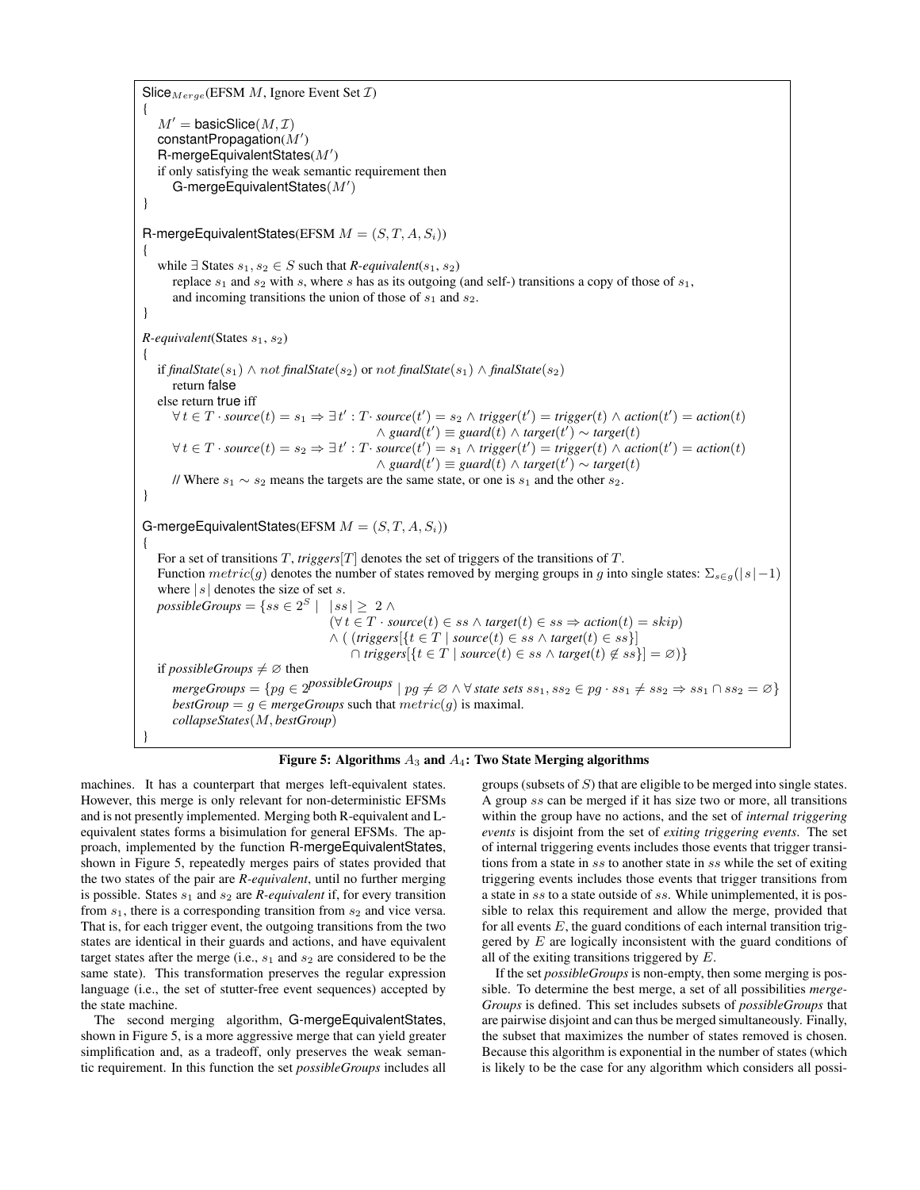```
Slice_Merge(EFSM M, Ignore Event Set I)
{
   M' = basicSlice(M, I)
   constantPropagation(M')
   R-mergeEquivalentStates(M')
   if only satisfying the weak semantic requirement then
      G-mergeEquivalentStates(M')
}

R-mergeEquivalentStates(EFSM M = (S, T, A, S_i))
{
   while ∃ States s1, s2 ∈ S such that R-equivalent(s1, s2)
      replace s1 and s2 with s, where s has as its outgoing (and self-) transitions a copy of those of s1,
      and incoming transitions the union of those of s1 and s2.
}

R-equivalent(States s1, s2)
{
   if finalState(s1) ∧ not finalState(s2) or not finalState(s1) ∧ finalState(s2)
      return false
   else return true iff
      ∀ t ∈ T · source(t) = s1 ⇒ ∃ t' : T· source(t') = s2 ∧ trigger(t') = trigger(t) ∧ action(t') = action(t)
                                          ∧ guard(t') ≡ guard(t) ∧ target(t') ∼ target(t)
      ∀ t ∈ T · source(t) = s2 ⇒ ∃ t' : T· source(t') = s1 ∧ trigger(t') = trigger(t) ∧ action(t') = action(t)
                                          ∧ guard(t') ≡ guard(t) ∧ target(t') ∼ target(t)
      // Where s1 ∼ s2 means the targets are the same state, or one is s1 and the other s2.
}

G-mergeEquivalentStates(EFSM M = (S, T, A, S_i))
{
   For a set of transitions T, triggers[T] denotes the set of triggers of the transitions of T.
   Function metric(g) denotes the number of states removed by merging groups in g into single states: Σ_{s∈g}(|s|−1)
   where |s| denotes the size of set s.
   possibleGroups = {ss ∈ 2^S | |ss| ≥ 2 ∧
                        (∀ t ∈ T · source(t) ∈ ss ∧ target(t) ∈ ss ⇒ action(t) = skip)
                        ∧ ( (triggers[{t ∈ T | source(t) ∈ ss ∧ target(t) ∈ ss}]
                             ∩ triggers[{t ∈ T | source(t) ∈ ss ∧ target(t) ∉ ss}] = ∅)}
   if possibleGroups ≠ ∅ then
      mergeGroups = {pg ∈ 2^possibleGroups | pg ≠ ∅ ∧ ∀ state sets ss1, ss2 ∈ pg · ss1 ≠ ss2 ⇒ ss1 ∩ ss2 = ∅}
      bestGroup = g ∈ mergeGroups such that metric(g) is maximal.
      collapseStates(M, bestGroup)
}
```

**Figure 5: Algorithms $A_3$ and $A_4$: Two State Merging algorithms**

machines. It has a counterpart that merges left-equivalent states. However, this merge is only relevant for non-deterministic EFSMs and is not presently implemented. Merging both R-equivalent and L-equivalent states forms a bisimulation for general EFSMs. The approach, implemented by the function R-mergeEquivalentStates, shown in Figure 5, repeatedly merges pairs of states provided that the two states of the pair are *R-equivalent*, until no further merging is possible. States $s_1$ and $s_2$ are *R-equivalent* if, for every transition from $s_1$, there is a corresponding transition from $s_2$ and vice versa. That is, for each trigger event, the outgoing transitions from the two states are identical in their guards and actions, and have equivalent target states after the merge (i.e., $s_1$ and $s_2$ are considered to be the same state). This transformation preserves the regular expression language (i.e., the set of stutter-free event sequences) accepted by the state machine.

The second merging algorithm, G-mergeEquivalentStates, shown in Figure 5, is a more aggressive merge that can yield greater simplification and, as a tradeoff, only preserves the weak semantic requirement. In this function the set *possibleGroups* includes all groups (subsets of $S$) that are eligible to be merged into single states. A group $ss$ can be merged if it has size two or more, all transitions within the group have no actions, and the set of *internal triggering events* is disjoint from the set of *exiting triggering events*. The set of internal triggering events includes those events that trigger transitions from a state in $ss$ to another state in $ss$ while the set of exiting triggering events includes those events that trigger transitions from a state in $ss$ to a state outside of $ss$. While unimplemented, it is possible to relax this requirement and allow the merge, provided that for all events $E$, the guard conditions of each internal transition triggered by $E$ are logically inconsistent with the guard conditions of all of the exiting transitions triggered by $E$.

If the set *possibleGroups* is non-empty, then some merging is possible. To determine the best merge, a set of all possibilities *mergeGroups* is defined. This set includes subsets of *possibleGroups* that are pairwise disjoint and can thus be merged simultaneously. Finally, the subset that maximizes the number of states removed is chosen. Because this algorithm is exponential in the number of states (which is likely to be the case for any algorithm which considers all possi-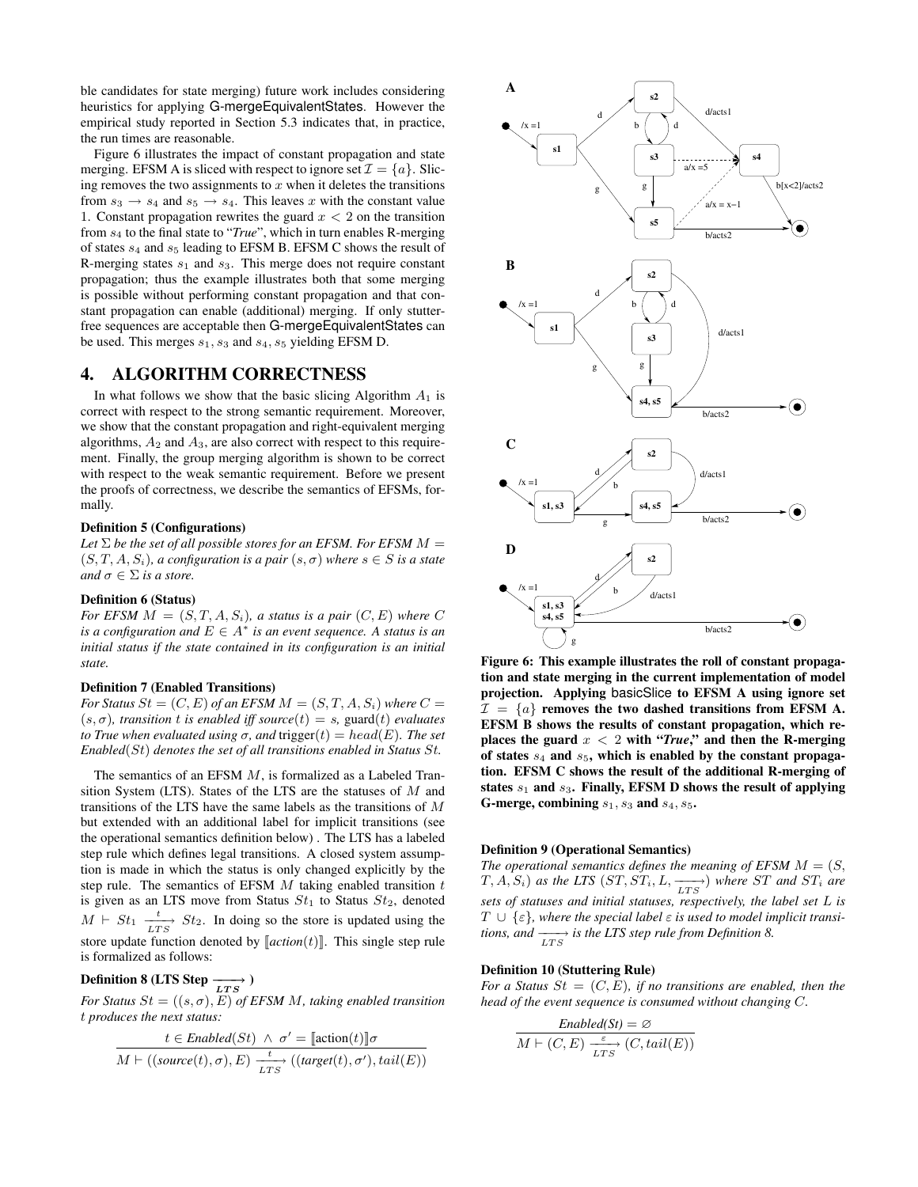ble candidates for state merging) future work includes considering heuristics for applying G-mergeEquivalentStates. However the empirical study reported in Section 5.3 indicates that, in practice, the run times are reasonable.

Figure 6 illustrates the impact of constant propagation and state merging. EFSM A is sliced with respect to ignore set $\mathcal{I} = \{a\}$. Slicing removes the two assignments to $x$ when it deletes the transitions from $s_3 \to s_4$ and $s_5 \to s_4$. This leaves $x$ with the constant value 1. Constant propagation rewrites the guard $x < 2$ on the transition from $s_4$ to the final state to "*True*", which in turn enables R-merging of states $s_4$ and $s_5$ leading to EFSM B. EFSM C shows the result of R-merging states $s_1$ and $s_3$. This merge does not require constant propagation; thus the example illustrates both that some merging is possible without performing constant propagation and that constant propagation can enable (additional) merging. If only stutter-free sequences are acceptable then G-mergeEquivalentStates can be used. This merges $s_1, s_3$ and $s_4, s_5$ yielding EFSM D.

**Figure 6: This example illustrates the roll of constant propagation and state merging in the current implementation of model projection. Applying basicSlice to EFSM A using ignore set $\mathcal{I} = \{a\}$ removes the two dashed transitions from EFSM A. EFSM B shows the results of constant propagation, which replaces the guard $x < 2$ with "*True*," and then the R-merging of states $s_4$ and $s_5$, which is enabled by the constant propagation. EFSM C shows the result of the additional R-merging of states $s_1$ and $s_3$. Finally, EFSM D shows the result of applying G-merge, combining $s_1, s_3$ and $s_4, s_5$.**

# 4. ALGORITHM CORRECTNESS

In what follows we show that the basic slicing Algorithm $A_1$ is correct with respect to the strong semantic requirement. Moreover, we show that the constant propagation and right-equivalent merging algorithms, $A_2$ and $A_3$, are also correct with respect to this requirement. Finally, the group merging algorithm is shown to be correct with respect to the weak semantic requirement. Before we present the proofs of correctness, we describe the semantics of EFSMs, formally.

**Definition 5 (Configurations)**
*Let $\Sigma$ be the set of all possible stores for an EFSM. For EFSM $M = (S, T, A, S_i)$, a configuration is a pair $(s, \sigma)$ where $s \in S$ is a state and $\sigma \in \Sigma$ is a store.*

**Definition 6 (Status)**
*For EFSM $M = (S, T, A, S_i)$, a status is a pair $(C, E)$ where $C$ is a configuration and $E \in A^*$ is an event sequence. A status is an initial status if the state contained in its configuration is an initial state.*

**Definition 7 (Enabled Transitions)**
*For Status $St = (C, E)$ of an EFSM $M = (S, T, A, S_i)$ where $C = (s, \sigma)$, transition $t$ is enabled iff $source(t) = s$, guard$(t)$ evaluates to True when evaluated using $\sigma$, and trigger$(t) = head(E)$. The set Enabled$(St)$ denotes the set of all transitions enabled in Status $St$.*

The semantics of an EFSM $M$, is formalized as a Labeled Transition System (LTS). States of the LTS are the statuses of $M$ and transitions of the LTS have the same labels as the transitions of $M$ but extended with an additional label for implicit transitions (see the operational semantics definition below). The LTS has a labeled step rule which defines legal transitions. A closed system assumption is made in which the status is only changed explicitly by the step rule. The semantics of EFSM $M$ taking enabled transition $t$ is given as an LTS move from Status $St_1$ to Status $St_2$, denoted $M \vdash St_1 \xrightarrow[LTS]{t} St_2$. In doing so the store is updated using the store update function denoted by $[\![action(t)]\!]$. This single step rule is formalized as follows:

**Definition 8 (LTS Step $\xrightarrow[LTS]{}$)**
*For Status $St = ((s, \sigma), E)$ of EFSM $M$, taking enabled transition $t$ produces the next status:*

$$\frac{t \in \textit{Enabled}(St) \ \wedge \ \sigma' = [\![\text{action}(t)]\!]\sigma}{M \vdash ((\textit{source}(t), \sigma), E) \xrightarrow[LTS]{t} ((\textit{target}(t), \sigma'), tail(E))}$$

**Definition 9 (Operational Semantics)**
*The operational semantics defines the meaning of EFSM $M = (S, T, A, S_i)$ as the LTS $(ST, ST_i, L, \xrightarrow[LTS]{})$ where $ST$ and $ST_i$ are sets of statuses and initial statuses, respectively, the label set $L$ is $T \cup \{\varepsilon\}$, where the special label $\varepsilon$ is used to model implicit transitions, and $\xrightarrow[LTS]{}$ is the LTS step rule from Definition 8.*

**Definition 10 (Stuttering Rule)**
*For a Status $St = (C, E)$, if no transitions are enabled, then the head of the event sequence is consumed without changing $C$.*

$$\frac{\textit{Enabled(St)} = \varnothing}{M \vdash (C, E) \xrightarrow[LTS]{\varepsilon} (C, tail(E))}$$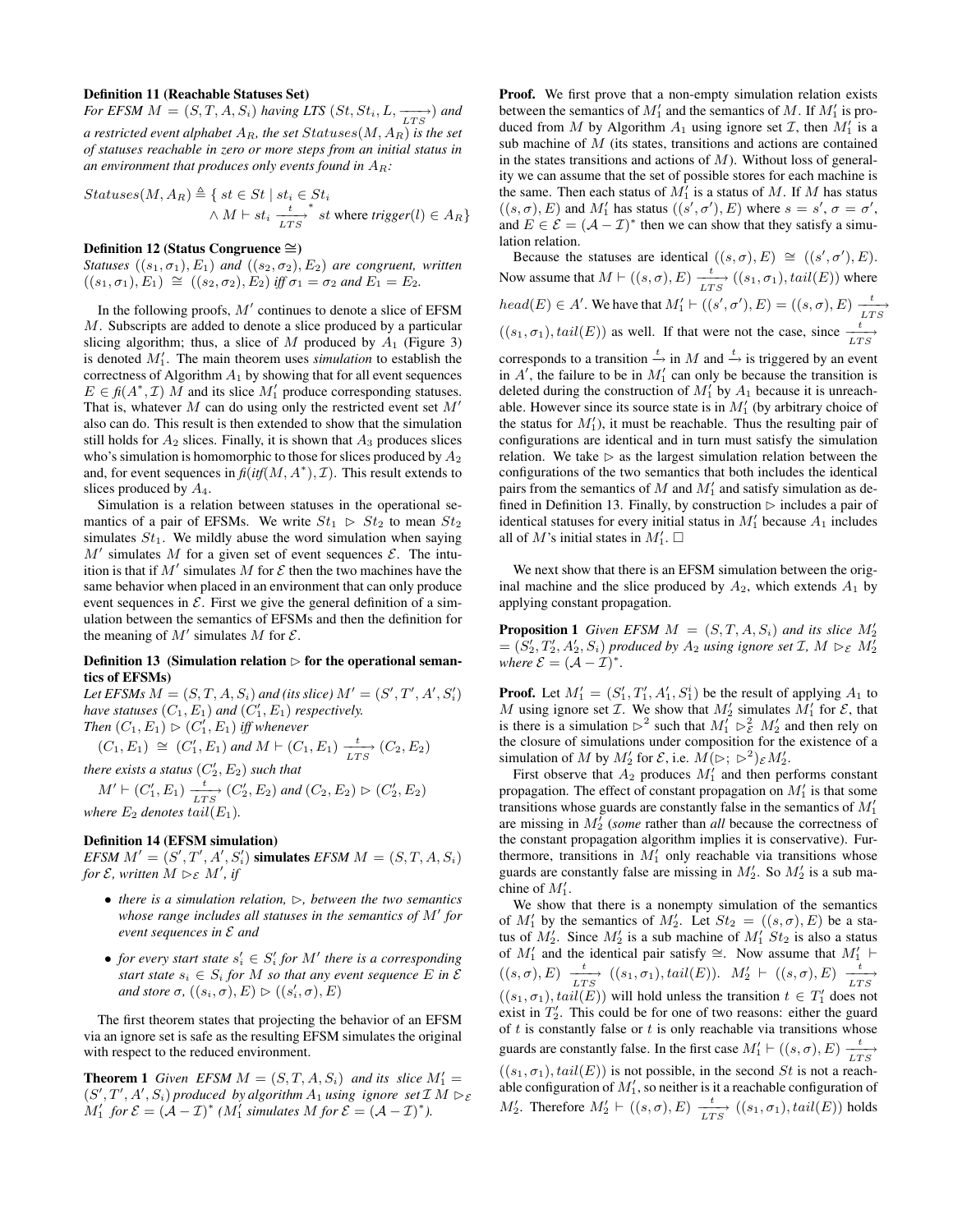**Definition 11 (Reachable Statuses Set)**
*For EFSM $M = (S, T, A, S_i)$ having LTS $(St, St_i, L, \xrightarrow[LTS]{})$ and a restricted event alphabet $A_R$, the set $Statuses(M, A_R)$ is the set of statuses reachable in zero or more steps from an initial status in an environment that produces only events found in $A_R$:*

$$Statuses(M, A_R) \triangleq \{\ st \in St \mid st_i \in St_i \wedge M \vdash st_i \xrightarrow[LTS]{t}{}^{*}\ st \text{ where } trigger(l) \in A_R\}$$

**Definition 12 (Status Congruence $\cong$)**
*Statuses $((s_1, \sigma_1), E_1)$ and $((s_2, \sigma_2), E_2)$ are congruent, written $((s_1, \sigma_1), E_1) \cong ((s_2, \sigma_2), E_2)$ iff $\sigma_1 = \sigma_2$ and $E_1 = E_2$.*

In the following proofs, $M'$ continues to denote a slice of EFSM $M$. Subscripts are added to denote a slice produced by a particular slicing algorithm; thus, a slice of $M$ produced by $A_1$ (Figure 3) is denoted $M'_1$. The main theorem uses *simulation* to establish the correctness of Algorithm $A_1$ by showing that for all event sequences $E \in \mathit{fi}(A^*, \mathcal{I})$ $M$ and its slice $M'_1$ produce corresponding statuses. That is, whatever $M$ can do using only the restricted event set $M'$ also can do. This result is then extended to show that the simulation still holds for $A_2$ slices. Finally, it is shown that $A_3$ produces slices who's simulation is homomorphic to those for slices produced by $A_2$ and, for event sequences in $\mathit{fi}(\mathit{itf}(M, A^*), \mathcal{I})$. This result extends to slices produced by $A_4$.

Simulation is a relation between statuses in the operational semantics of a pair of EFSMs. We write $St_1 \rhd St_2$ to mean $St_2$ simulates $St_1$. We mildly abuse the word simulation when saying $M'$ simulates $M$ for a given set of event sequences $\mathcal{E}$. The intuition is that if $M'$ simulates $M$ for $\mathcal{E}$ then the two machines have the same behavior when placed in an environment that can only produce event sequences in $\mathcal{E}$. First we give the general definition of a simulation between the semantics of EFSMs and then the definition for the meaning of $M'$ simulates $M$ for $\mathcal{E}$.

**Definition 13 (Simulation relation $\rhd$ for the operational semantics of EFSMs)**
*Let EFSMs $M = (S, T, A, S_i)$ and (its slice) $M' = (S', T', A', S'_i)$ have statuses $(C_1, E_1)$ and $(C'_1, E_1)$ respectively.*
*Then $(C_1, E_1) \rhd (C'_1, E_1)$ iff whenever*
$(C_1, E_1) \cong (C'_1, E_1)$ *and* $M \vdash (C_1, E_1) \xrightarrow[LTS]{t} (C_2, E_2)$
*there exists a status $(C'_2, E_2)$ such that*
$M' \vdash (C'_1, E_1) \xrightarrow[LTS]{t} (C'_2, E_2)$ *and* $(C_2, E_2) \rhd (C'_2, E_2)$
*where $E_2$ denotes $tail(E_1)$.*

**Definition 14 (EFSM simulation)**
*EFSM $M' = (S', T', A', S'_i)$* **simulates** *EFSM $M = (S, T, A, S_i)$ for $\mathcal{E}$, written $M \rhd_{\mathcal{E}} M'$, if*

- *there is a simulation relation, $\rhd$, between the two semantics whose range includes all statuses in the semantics of $M'$ for event sequences in $\mathcal{E}$ and*
- *for every start state $s'_i \in S'_i$ for $M'$ there is a corresponding start state $s_i \in S_i$ for $M$ so that any event sequence $E$ in $\mathcal{E}$ and store $\sigma$, $((s_i, \sigma), E) \rhd ((s'_i, \sigma), E)$*

The first theorem states that projecting the behavior of an EFSM via an ignore set is safe as the resulting EFSM simulates the original with respect to the reduced environment.

**Theorem 1** *Given EFSM $M = (S, T, A, S_i)$ and its slice $M'_1 = (S', T', A', S_i)$ produced by algorithm $A_1$ using ignore set $\mathcal{I}$ $M \rhd_{\mathcal{E}} M'_1$ for $\mathcal{E} = (\mathcal{A} - \mathcal{I})^*$ ($M'_1$ simulates $M$ for $\mathcal{E} = (\mathcal{A} - \mathcal{I})^*$).*

**Proof.** We first prove that a non-empty simulation relation exists between the semantics of $M'_1$ and the semantics of $M$. If $M'_1$ is produced from $M$ by Algorithm $A_1$ using ignore set $\mathcal{I}$, then $M'_1$ is a sub machine of $M$ (its states, transitions and actions are contained in the states transitions and actions of $M$). Without loss of generality we can assume that the set of possible stores for each machine is the same. Then each status of $M'_1$ is a status of $M$. If $M$ has status $((s, \sigma), E)$ and $M'_1$ has status $((s', \sigma'), E)$ where $s = s'$, $\sigma = \sigma'$, and $E \in \mathcal{E} = (\mathcal{A} - \mathcal{I})^*$ then we can show that they satisfy a simulation relation.

Because the statuses are identical $((s, \sigma), E) \cong ((s', \sigma'), E)$. Now assume that $M \vdash ((s, \sigma), E) \xrightarrow[LTS]{t} ((s_1, \sigma_1), tail(E))$ where $head(E) \in A'$. We have that $M'_1 \vdash ((s', \sigma'), E) = ((s, \sigma), E) \xrightarrow[LTS]{t} ((s_1, \sigma_1), tail(E))$ as well. If that were not the case, since $\xrightarrow[LTS]{t}$ corresponds to a transition $\xrightarrow{t}$ in $M$ and $\xrightarrow{t}$ is triggered by an event in $A'$, the failure to be in $M'_1$ can only be because the transition is deleted during the construction of $M'_1$ by $A_1$ because it is unreachable. However since its source state is in $M'_1$ (by arbitrary choice of the status for $M'_1$), it must be reachable. Thus the resulting pair of configurations are identical and in turn must satisfy the simulation relation. We take $\rhd$ as the largest simulation relation between the configurations of the two semantics that both includes the identical pairs from the semantics of $M$ and $M'_1$ and satisfy simulation as defined in Definition 13. Finally, by construction $\rhd$ includes a pair of identical statuses for every initial status in $M'_1$ because $A_1$ includes all of $M$'s initial states in $M'_1$. $\square$

We next show that there is an EFSM simulation between the original machine and the slice produced by $A_2$, which extends $A_1$ by applying constant propagation.

**Proposition 1** *Given EFSM $M = (S, T, A, S_i)$ and its slice $M'_2 = (S'_2, T'_2, A'_2, S_i)$ produced by $A_2$ using ignore set $\mathcal{I}$, $M \rhd_{\mathcal{E}} M'_2$ where $\mathcal{E} = (\mathcal{A} - \mathcal{I})^*$.*

**Proof.** Let $M'_1 = (S'_1, T'_1, A'_1, S^i_1)$ be the result of applying $A_1$ to $M$ using ignore set $\mathcal{I}$. We show that $M'_2$ simulates $M'_1$ for $\mathcal{E}$, that is there is a simulation $\rhd^2$ such that $M'_1 \rhd^2_{\mathcal{E}} M'_2$ and then rely on the closure of simulations under composition for the existence of a simulation of $M$ by $M'_2$ for $\mathcal{E}$, i.e. $M(\rhd;\ \rhd^2)_{\mathcal{E}} M'_2$.

First observe that $A_2$ produces $M'_1$ and then performs constant propagation. The effect of constant propagation on $M'_1$ is that some transitions whose guards are constantly false in the semantics of $M'_1$ are missing in $M'_2$ (*some* rather than *all* because the correctness of the constant propagation algorithm implies it is conservative). Furthermore, transitions in $M'_1$ only reachable via transitions whose guards are constantly false are missing in $M'_2$. So $M'_2$ is a sub machine of $M'_1$.

We show that there is a nonempty simulation of the semantics of $M'_1$ by the semantics of $M'_2$. Let $St_2 = ((s, \sigma), E)$ be a status of $M'_2$. Since $M'_2$ is a sub machine of $M'_1$ $St_2$ is also a status of $M'_1$ and the identical pair satisfy $\cong$. Now assume that $M'_1 \vdash ((s, \sigma), E) \xrightarrow[LTS]{t} ((s_1, \sigma_1), tail(E))$. $M'_2 \vdash ((s, \sigma), E) \xrightarrow[LTS]{t} ((s_1, \sigma_1), tail(E))$ will hold unless the transition $t \in T'_1$ does not exist in $T'_2$. This could be for one of two reasons: either the guard of $t$ is constantly false or $t$ is only reachable via transitions whose guards are constantly false. In the first case $M'_1 \vdash ((s, \sigma), E) \xrightarrow[LTS]{t} ((s_1, \sigma_1), tail(E))$ is not possible, in the second $St$ is not a reachable configuration of $M'_1$, so neither is it a reachable configuration of $M'_2$. Therefore $M'_2 \vdash ((s, \sigma), E) \xrightarrow[LTS]{t} ((s_1, \sigma_1), tail(E))$ holds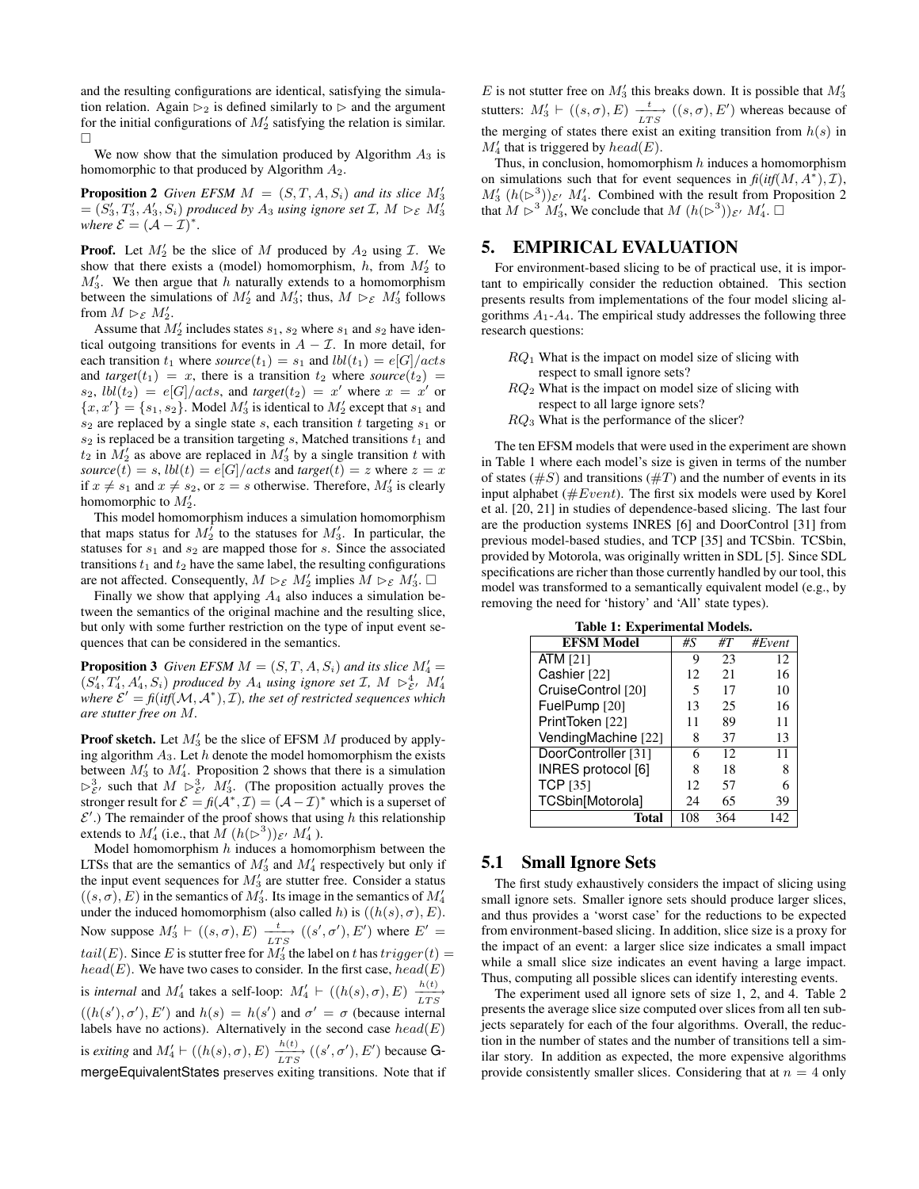and the resulting configurations are identical, satisfying the simulation relation. Again $\rhd_2$ is defined similarly to $\rhd$ and the argument for the initial configurations of $M'_2$ satisfying the relation is similar. $\Box$

We now show that the simulation produced by Algorithm $A_3$ is homomorphic to that produced by Algorithm $A_2$.

**Proposition 2** *Given EFSM $M = (S, T, A, S_i)$ and its slice $M'_3 = (S'_3, T'_3, A'_3, S_i)$ produced by $A_3$ using ignore set $\mathcal{I}$, $M \rhd_{\mathcal{E}} M'_3$ where $\mathcal{E} = (\mathcal{A} - \mathcal{I})^*$.*

**Proof.** Let $M'_2$ be the slice of $M$ produced by $A_2$ using $\mathcal{I}$. We show that there exists a (model) homomorphism, $h$, from $M'_2$ to $M'_3$. We then argue that $h$ naturally extends to a homomorphism between the simulations of $M'_2$ and $M'_3$; thus, $M \rhd_{\mathcal{E}} M'_3$ follows from $M \rhd_{\mathcal{E}} M'_2$.

Assume that $M'_2$ includes states $s_1$, $s_2$ where $s_1$ and $s_2$ have identical outgoing transitions for events in $A - \mathcal{I}$. In more detail, for each transition $t_1$ where *source*$(t_1) = s_1$ and *lbl*$(t_1) = e[G]/acts$ and *target*$(t_1) = x$, there is a transition $t_2$ where *source*$(t_2) = s_2$, *lbl*$(t_2) = e[G]/acts$, and *target*$(t_2) = x'$ where $x = x'$ or $\{x, x'\} = \{s_1, s_2\}$. Model $M'_3$ is identical to $M'_2$ except that $s_1$ and $s_2$ are replaced by a single state $s$, each transition $t$ targeting $s_1$ or $s_2$ is replaced be a transition targeting $s$, Matched transitions $t_1$ and $t_2$ in $M'_2$ as above are replaced in $M'_3$ by a single transition $t$ with *source*$(t) = s$, *lbl*$(t) = e[G]/acts$ and *target*$(t) = z$ where $z = x$ if $x \neq s_1$ and $x \neq s_2$, or $z = s$ otherwise. Therefore, $M'_3$ is clearly homomorphic to $M'_2$.

This model homomorphism induces a simulation homomorphism that maps status for $M'_2$ to the statuses for $M'_3$. In particular, the statuses for $s_1$ and $s_2$ are mapped those for $s$. Since the associated transitions $t_1$ and $t_2$ have the same label, the resulting configurations are not affected. Consequently, $M \rhd_{\mathcal{E}} M'_2$ implies $M \rhd_{\mathcal{E}} M'_3$. $\Box$

Finally we show that applying $A_4$ also induces a simulation between the semantics of the original machine and the resulting slice, but only with some further restriction on the type of input event sequences that can be considered in the semantics.

**Proposition 3** *Given EFSM $M = (S, T, A, S_i)$ and its slice $M'_4 = (S'_4, T'_4, A'_4, S_i)$ produced by $A_4$ using ignore set $\mathcal{I}$, $M \rhd^4_{\mathcal{E}'} M'_4$ where $\mathcal{E}' = \mathit{fi}(\mathit{itf}(\mathcal{M}, \mathcal{A}^*), \mathcal{I})$, the set of restricted sequences which are stutter free on $M$.*

**Proof sketch.** Let $M'_3$ be the slice of EFSM $M$ produced by applying algorithm $A_3$. Let $h$ denote the model homomorphism the exists between $M'_3$ to $M'_4$. Proposition 2 shows that there is a simulation $\rhd^3_{\mathcal{E}'}$ such that $M \rhd^3_{\mathcal{E}'} M'_3$. (The proposition actually proves the stronger result for $\mathcal{E} = \mathit{fi}(\mathcal{A}^*, \mathcal{I}) = (\mathcal{A} - \mathcal{I})^*$ which is a superset of $\mathcal{E}'$.) The remainder of the proof shows that using $h$ this relationship extends to $M'_4$ (i.e., that $M\ (h(\rhd^3))_{\mathcal{E}'}\ M'_4$ ).

Model homomorphism $h$ induces a homomorphism between the LTSs that are the semantics of $M'_3$ and $M'_4$ respectively but only if the input event sequences for $M'_3$ are stutter free. Consider a status $((s, \sigma), E)$ in the semantics of $M'_3$. Its image in the semantics of $M'_4$ under the induced homomorphism (also called $h$) is $((h(s), \sigma), E)$. Now suppose $M'_3 \vdash ((s, \sigma), E) \xrightarrow[LTS]{t} ((s', \sigma'), E')$ where $E' = tail(E)$. Since $E$ is stutter free for $M'_3$ the label on $t$ has $trigger(t) = head(E)$. We have two cases to consider. In the first case, $head(E)$ is *internal* and $M'_4$ takes a self-loop: $M'_4 \vdash ((h(s), \sigma), E) \xrightarrow[LTS]{h(t)} ((h(s'), \sigma'), E')$ and $h(s) = h(s')$ and $\sigma' = \sigma$ (because internal labels have no actions). Alternatively in the second case $head(E)$ is *exiting* and $M'_4 \vdash ((h(s), \sigma), E) \xrightarrow[LTS]{h(t)} ((s', \sigma'), E')$ because G-mergeEquivalentStates preserves exiting transitions. Note that if $E$ is not stutter free on $M'_3$ this breaks down. It is possible that $M'_3$ stutters: $M'_3 \vdash ((s, \sigma), E) \xrightarrow[LTS]{t} ((s, \sigma), E')$ whereas because of the merging of states there exist an exiting transition from $h(s)$ in $M'_4$ that is triggered by $head(E)$.

Thus, in conclusion, homomorphism $h$ induces a homomorphism on simulations such that for event sequences in $\mathit{fi}(\mathit{itf}(M, A^*), \mathcal{I})$, $M'_3\ (h(\rhd^3))_{\mathcal{E}'}\ M'_4$. Combined with the result from Proposition 2 that $M \rhd^3 M'_3$, We conclude that $M\ (h(\rhd^3))_{\mathcal{E}'}\ M'_4$. $\Box$

# 5. EMPIRICAL EVALUATION

For environment-based slicing to be of practical use, it is important to empirically consider the reduction obtained. This section presents results from implementations of the four model slicing algorithms $A_1$-$A_4$. The empirical study addresses the following three research questions:

- $RQ_1$ What is the impact on model size of slicing with respect to small ignore sets?
- $RQ_2$ What is the impact on model size of slicing with respect to all large ignore sets?
- $RQ_3$ What is the performance of the slicer?

The ten EFSM models that were used in the experiment are shown in Table 1 where each model's size is given in terms of the number of states ($\#S$) and transitions ($\#T$) and the number of events in its input alphabet ($\#Event$). The first six models were used by Korel et al. [20, 21] in studies of dependence-based slicing. The last four are the production systems INRES [6] and DoorControl [31] from previous model-based studies, and TCP [35] and TCSbin. TCSbin, provided by Motorola, was originally written in SDL [5]. Since SDL specifications are richer than those currently handled by our tool, this model was transformed to a semantically equivalent model (e.g., by removing the need for 'history' and 'All' state types).

**Table 1: Experimental Models.**

| EFSM Model | #S | #T | #Event |
|---|---|---|---|
| ATM [21] | 9 | 23 | 12 |
| Cashier [22] | 12 | 21 | 16 |
| CruiseControl [20] | 5 | 17 | 10 |
| FuelPump [20] | 13 | 25 | 16 |
| PrintToken [22] | 11 | 89 | 11 |
| VendingMachine [22] | 8 | 37 | 13 |
| DoorController [31] | 6 | 12 | 11 |
| INRES protocol [6] | 8 | 18 | 8 |
| TCP [35] | 12 | 57 | 6 |
| TCSbin[Motorola] | 24 | 65 | 39 |
| **Total** | 108 | 364 | 142 |

## 5.1 Small Ignore Sets

The first study exhaustively considers the impact of slicing using small ignore sets. Smaller ignore sets should produce larger slices, and thus provides a 'worst case' for the reductions to be expected from environment-based slicing. In addition, slice size is a proxy for the impact of an event: a larger slice size indicates a small impact while a small slice size indicates an event having a large impact. Thus, computing all possible slices can identify interesting events.

The experiment used all ignore sets of size 1, 2, and 4. Table 2 presents the average slice size computed over slices from all ten subjects separately for each of the four algorithms. Overall, the reduction in the number of states and the number of transitions tell a similar story. In addition as expected, the more expensive algorithms provide consistently smaller slices. Considering that at $n = 4$ only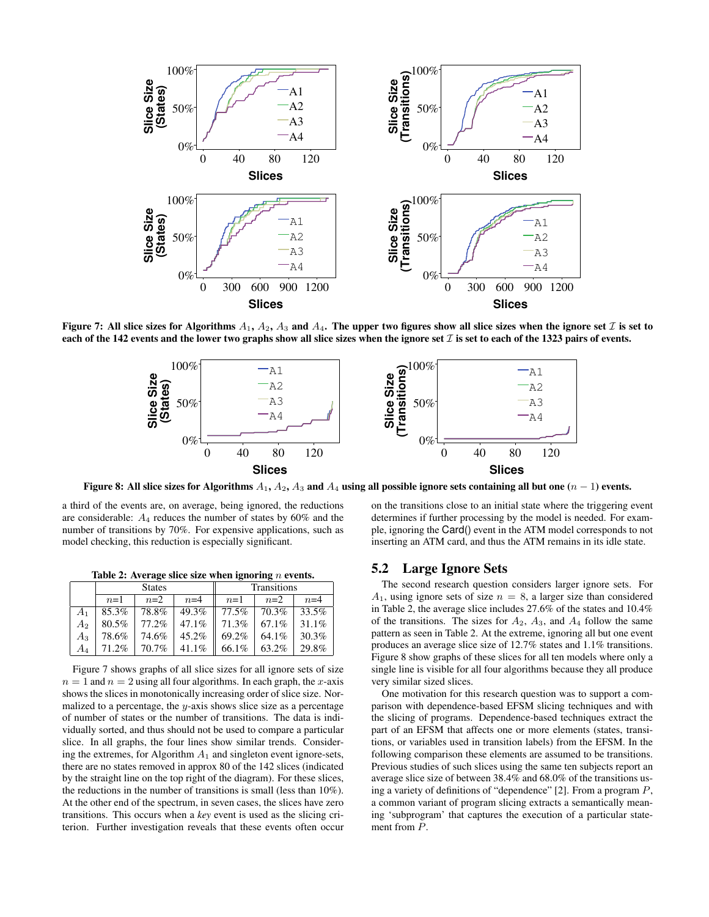Figure 7: All slice sizes for Algorithms $A_1$, $A_2$, $A_3$ and $A_4$. The upper two figures show all slice sizes when the ignore set $\mathcal{I}$ is set to each of the 142 events and the lower two graphs show all slice sizes when the ignore set $\mathcal{I}$ is set to each of the 1323 pairs of events.

Figure 8: All slice sizes for Algorithms $A_1$, $A_2$, $A_3$ and $A_4$ using all possible ignore sets containing all but one $(n-1)$ events.

a third of the events are, on average, being ignored, the reductions are considerable: $A_4$ reduces the number of states by 60% and the number of transitions by 70%. For expensive applications, such as model checking, this reduction is especially significant.

**Table 2: Average slice size when ignoring $n$ events.**

| | States | | | Transitions | | |
|---|---|---|---|---|---|---|
| | $n$=1 | $n$=2 | $n$=4 | $n$=1 | $n$=2 | $n$=4 |
| $A_1$ | 85.3% | 78.8% | 49.3% | 77.5% | 70.3% | 33.5% |
| $A_2$ | 80.5% | 77.2% | 47.1% | 71.3% | 67.1% | 31.1% |
| $A_3$ | 78.6% | 74.6% | 45.2% | 69.2% | 64.1% | 30.3% |
| $A_4$ | 71.2% | 70.7% | 41.1% | 66.1% | 63.2% | 29.8% |

Figure 7 shows graphs of all slice sizes for all ignore sets of size $n = 1$ and $n = 2$ using all four algorithms. In each graph, the $x$-axis shows the slices in monotonically increasing order of slice size. Normalized to a percentage, the $y$-axis shows slice size as a percentage of number of states or the number of transitions. The data is individually sorted, and thus should not be used to compare a particular slice. In all graphs, the four lines show similar trends. Considering the extremes, for Algorithm $A_1$ and singleton event ignore-sets, there are no states removed in approx 80 of the 142 slices (indicated by the straight line on the top right of the diagram). For these slices, the reductions in the number of transitions is small (less than 10%). At the other end of the spectrum, in seven cases, the slices have zero transitions. This occurs when a *key* event is used as the slicing criterion. Further investigation reveals that these events often occur on the transitions close to an initial state where the triggering event determines if further processing by the model is needed. For example, ignoring the Card() event in the ATM model corresponds to not inserting an ATM card, and thus the ATM remains in its idle state.

## 5.2 Large Ignore Sets

The second research question considers larger ignore sets. For $A_1$, using ignore sets of size $n = 8$, a larger size than considered in Table 2, the average slice includes 27.6% of the states and 10.4% of the transitions. The sizes for $A_2$, $A_3$, and $A_4$ follow the same pattern as seen in Table 2. At the extreme, ignoring all but one event produces an average slice size of 12.7% states and 1.1% transitions. Figure 8 show graphs of these slices for all ten models where only a single line is visible for all four algorithms because they all produce very similar sized slices.

One motivation for this research question was to support a comparison with dependence-based EFSM slicing techniques and with the slicing of programs. Dependence-based techniques extract the part of an EFSM that affects one or more elements (states, transitions, or variables used in transition labels) from the EFSM. In the following comparison these elements are assumed to be transitions. Previous studies of such slices using the same ten subjects report an average slice size of between 38.4% and 68.0% of the transitions using a variety of definitions of "dependence" [2]. From a program $P$, a common variant of program slicing extracts a semantically meaning 'subprogram' that captures the execution of a particular statement from $P$.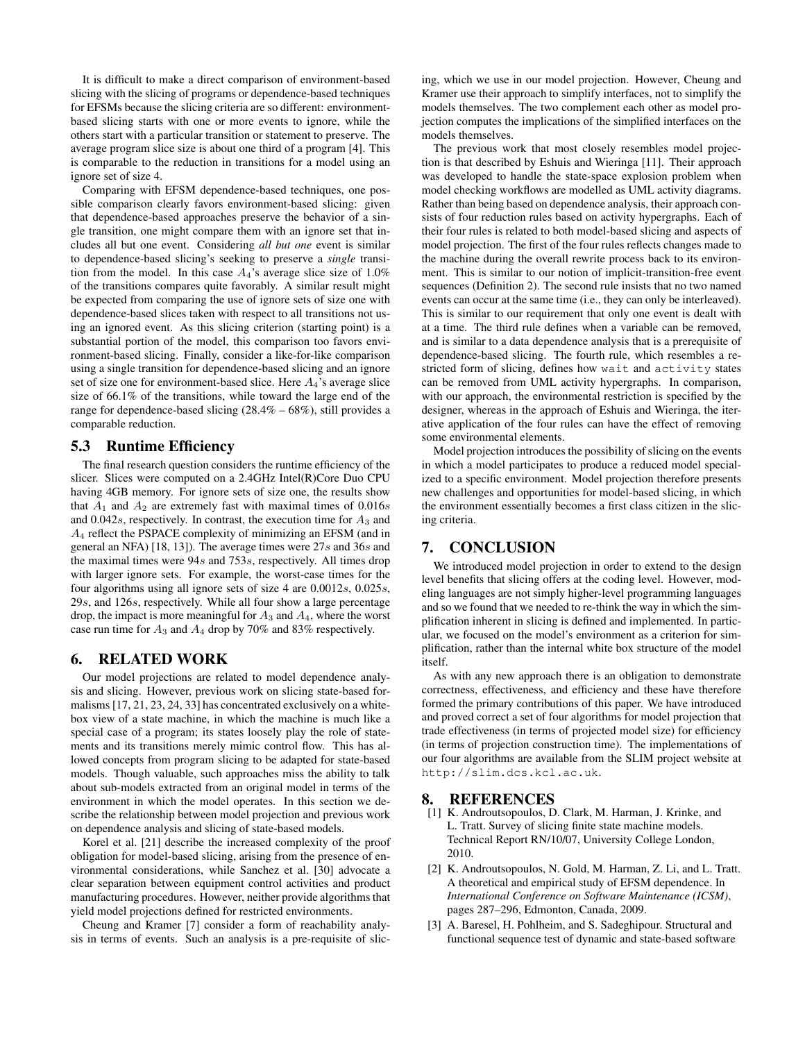It is difficult to make a direct comparison of environment-based slicing with the slicing of programs or dependence-based techniques for EFSMs because the slicing criteria are so different: environment-based slicing starts with one or more events to ignore, while the others start with a particular transition or statement to preserve. The average program slice size is about one third of a program [4]. This is comparable to the reduction in transitions for a model using an ignore set of size 4.

Comparing with EFSM dependence-based techniques, one possible comparison clearly favors environment-based slicing: given that dependence-based approaches preserve the behavior of a single transition, one might compare them with an ignore set that includes all but one event. Considering *all but one* event is similar to dependence-based slicing's seeking to preserve a *single* transition from the model. In this case $A_4$'s average slice size of 1.0% of the transitions compares quite favorably. A similar result might be expected from comparing the use of ignore sets of size one with dependence-based slices taken with respect to all transitions not using an ignored event. As this slicing criterion (starting point) is a substantial portion of the model, this comparison too favors environment-based slicing. Finally, consider a like-for-like comparison using a single transition for dependence-based slicing and an ignore set of size one for environment-based slice. Here $A_4$'s average slice size of 66.1% of the transitions, while toward the large end of the range for dependence-based slicing (28.4% – 68%), still provides a comparable reduction.

### 5.3 Runtime Efficiency

The final research question considers the runtime efficiency of the slicer. Slices were computed on a 2.4GHz Intel(R)Core Duo CPU having 4GB memory. For ignore sets of size one, the results show that $A_1$ and $A_2$ are extremely fast with maximal times of $0.016s$ and $0.042s$, respectively. In contrast, the execution time for $A_3$ and $A_4$ reflect the PSPACE complexity of minimizing an EFSM (and in general an NFA) [18, 13]). The average times were $27s$ and $36s$ and the maximal times were $94s$ and $753s$, respectively. All times drop with larger ignore sets. For example, the worst-case times for the four algorithms using all ignore sets of size 4 are $0.0012s$, $0.025s$, $29s$, and $126s$, respectively. While all four show a large percentage drop, the impact is more meaningful for $A_3$ and $A_4$, where the worst case run time for $A_3$ and $A_4$ drop by 70% and 83% respectively.

## 6. RELATED WORK

Our model projections are related to model dependence analysis and slicing. However, previous work on slicing state-based formalisms [17, 21, 23, 24, 33] has concentrated exclusively on a white-box view of a state machine, in which the machine is much like a special case of a program; its states loosely play the role of statements and its transitions merely mimic control flow. This has allowed concepts from program slicing to be adapted for state-based models. Though valuable, such approaches miss the ability to talk about sub-models extracted from an original model in terms of the environment in which the model operates. In this section we describe the relationship between model projection and previous work on dependence analysis and slicing of state-based models.

Korel et al. [21] describe the increased complexity of the proof obligation for model-based slicing, arising from the presence of environmental considerations, while Sanchez et al. [30] advocate a clear separation between equipment control activities and product manufacturing procedures. However, neither provide algorithms that yield model projections defined for restricted environments.

Cheung and Kramer [7] consider a form of reachability analysis in terms of events. Such an analysis is a pre-requisite of slicing, which we use in our model projection. However, Cheung and Kramer use their approach to simplify interfaces, not to simplify the models themselves. The two complement each other as model projection computes the implications of the simplified interfaces on the models themselves.

The previous work that most closely resembles model projection is that described by Eshuis and Wieringa [11]. Their approach was developed to handle the state-space explosion problem when model checking workflows are modelled as UML activity diagrams. Rather than being based on dependence analysis, their approach consists of four reduction rules based on activity hypergraphs. Each of their four rules is related to both model-based slicing and aspects of model projection. The first of the four rules reflects changes made to the machine during the overall rewrite process back to its environment. This is similar to our notion of implicit-transition-free event sequences (Definition 2). The second rule insists that no two named events can occur at the same time (i.e., they can only be interleaved). This is similar to our requirement that only one event is dealt with at a time. The third rule defines when a variable can be removed, and is similar to a data dependence analysis that is a prerequisite of dependence-based slicing. The fourth rule, which resembles a restricted form of slicing, defines how `wait` and `activity` states can be removed from UML activity hypergraphs. In comparison, with our approach, the environmental restriction is specified by the designer, whereas in the approach of Eshuis and Wieringa, the iterative application of the four rules can have the effect of removing some environmental elements.

Model projection introduces the possibility of slicing on the events in which a model participates to produce a reduced model specialized to a specific environment. Model projection therefore presents new challenges and opportunities for model-based slicing, in which the environment essentially becomes a first class citizen in the slicing criteria.

## 7. CONCLUSION

We introduced model projection in order to extend to the design level benefits that slicing offers at the coding level. However, modeling languages are not simply higher-level programming languages and so we found that we needed to re-think the way in which the simplification inherent in slicing is defined and implemented. In particular, we focused on the model's environment as a criterion for simplification, rather than the internal white box structure of the model itself.

As with any new approach there is an obligation to demonstrate correctness, effectiveness, and efficiency and these have therefore formed the primary contributions of this paper. We have introduced and proved correct a set of four algorithms for model projection that trade effectiveness (in terms of projected model size) for efficiency (in terms of projection construction time). The implementations of our four algorithms are available from the SLIM project website at `http://slim.dcs.kcl.ac.uk`.

## 8. REFERENCES

[1] K. Androutsopoulos, D. Clark, M. Harman, J. Krinke, and L. Tratt. Survey of slicing finite state machine models. Technical Report RN/10/07, University College London, 2010.

[2] K. Androutsopoulos, N. Gold, M. Harman, Z. Li, and L. Tratt. A theoretical and empirical study of EFSM dependence. In *International Conference on Software Maintenance (ICSM)*, pages 287–296, Edmonton, Canada, 2009.

[3] A. Baresel, H. Pohlheim, and S. Sadeghipour. Structural and functional sequence test of dynamic and state-based software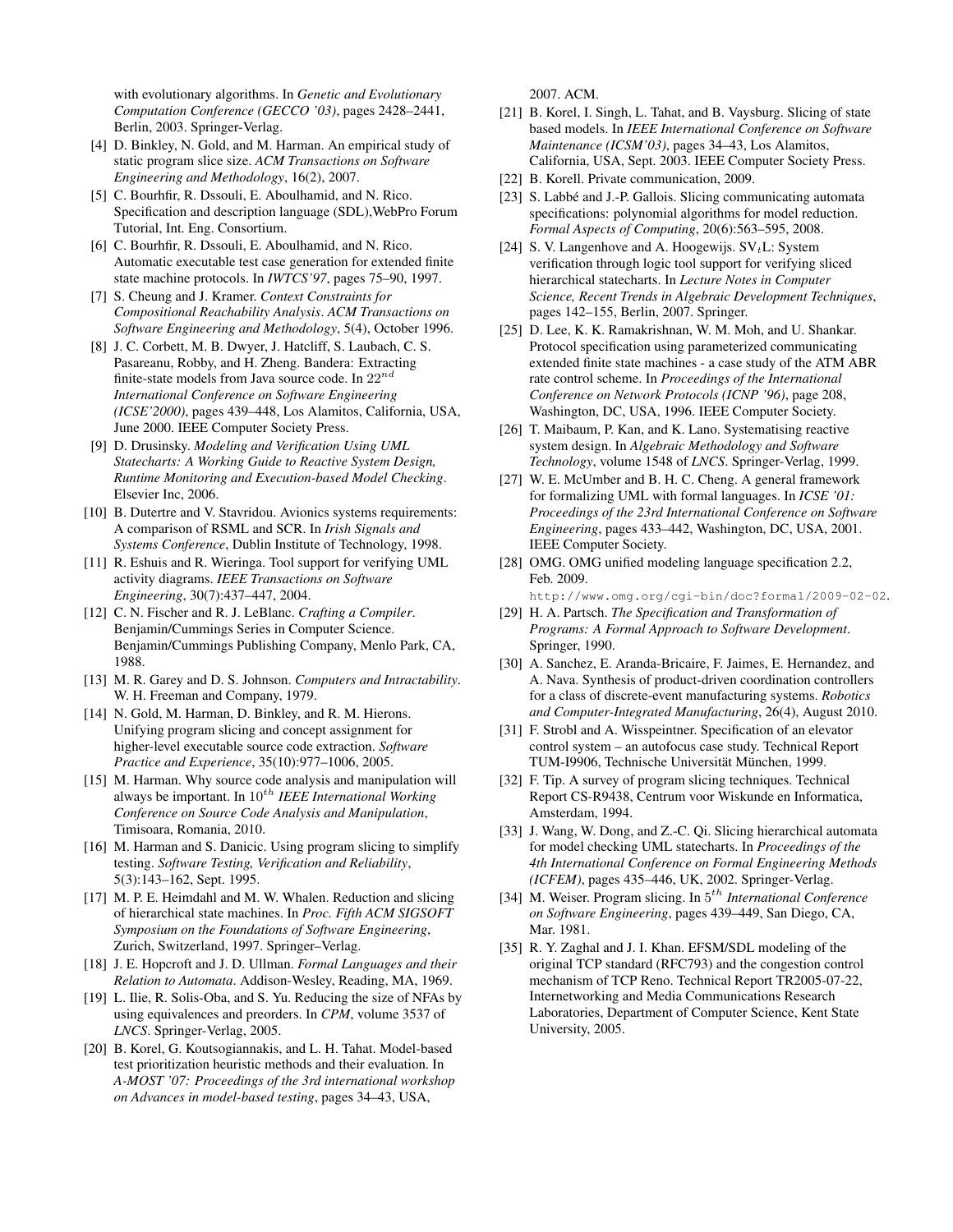with evolutionary algorithms. In *Genetic and Evolutionary Computation Conference (GECCO '03)*, pages 2428–2441, Berlin, 2003. Springer-Verlag.

[4] D. Binkley, N. Gold, and M. Harman. An empirical study of static program slice size. *ACM Transactions on Software Engineering and Methodology*, 16(2), 2007.

[5] C. Bourhfir, R. Dssouli, E. Aboulhamid, and N. Rico. Specification and description language (SDL),WebPro Forum Tutorial, Int. Eng. Consortium.

[6] C. Bourhfir, R. Dssouli, E. Aboulhamid, and N. Rico. Automatic executable test case generation for extended finite state machine protocols. In *IWTCS'97*, pages 75–90, 1997.

[7] S. Cheung and J. Kramer. *Context Constraints for Compositional Reachability Analysis*. *ACM Transactions on Software Engineering and Methodology*, 5(4), October 1996.

[8] J. C. Corbett, M. B. Dwyer, J. Hatcliff, S. Laubach, C. S. Pasareanu, Robby, and H. Zheng. Bandera: Extracting finite-state models from Java source code. In $22^{nd}$ *International Conference on Software Engineering (ICSE'2000)*, pages 439–448, Los Alamitos, California, USA, June 2000. IEEE Computer Society Press.

[9] D. Drusinsky. *Modeling and Verification Using UML Statecharts: A Working Guide to Reactive System Design, Runtime Monitoring and Execution-based Model Checking*. Elsevier Inc, 2006.

[10] B. Dutertre and V. Stavridou. Avionics systems requirements: A comparison of RSML and SCR. In *Irish Signals and Systems Conference*, Dublin Institute of Technology, 1998.

[11] R. Eshuis and R. Wieringa. Tool support for verifying UML activity diagrams. *IEEE Transactions on Software Engineering*, 30(7):437–447, 2004.

[12] C. N. Fischer and R. J. LeBlanc. *Crafting a Compiler*. Benjamin/Cummings Series in Computer Science. Benjamin/Cummings Publishing Company, Menlo Park, CA, 1988.

[13] M. R. Garey and D. S. Johnson. *Computers and Intractability*. W. H. Freeman and Company, 1979.

[14] N. Gold, M. Harman, D. Binkley, and R. M. Hierons. Unifying program slicing and concept assignment for higher-level executable source code extraction. *Software Practice and Experience*, 35(10):977–1006, 2005.

[15] M. Harman. Why source code analysis and manipulation will always be important. In $10^{th}$ *IEEE International Working Conference on Source Code Analysis and Manipulation*, Timisoara, Romania, 2010.

[16] M. Harman and S. Danicic. Using program slicing to simplify testing. *Software Testing, Verification and Reliability*, 5(3):143–162, Sept. 1995.

[17] M. P. E. Heimdahl and M. W. Whalen. Reduction and slicing of hierarchical state machines. In *Proc. Fifth ACM SIGSOFT Symposium on the Foundations of Software Engineering*, Zurich, Switzerland, 1997. Springer–Verlag.

[18] J. E. Hopcroft and J. D. Ullman. *Formal Languages and their Relation to Automata*. Addison-Wesley, Reading, MA, 1969.

[19] L. Ilie, R. Solis-Oba, and S. Yu. Reducing the size of NFAs by using equivalences and preorders. In *CPM*, volume 3537 of *LNCS*. Springer-Verlag, 2005.

[20] B. Korel, G. Koutsogiannakis, and L. H. Tahat. Model-based test prioritization heuristic methods and their evaluation. In *A-MOST '07: Proceedings of the 3rd international workshop on Advances in model-based testing*, pages 34–43, USA, 2007. ACM.

[21] B. Korel, I. Singh, L. Tahat, and B. Vaysburg. Slicing of state based models. In *IEEE International Conference on Software Maintenance (ICSM'03)*, pages 34–43, Los Alamitos, California, USA, Sept. 2003. IEEE Computer Society Press.

[22] B. Korell. Private communication, 2009.

[23] S. Labbé and J.-P. Gallois. Slicing communicating automata specifications: polynomial algorithms for model reduction. *Formal Aspects of Computing*, 20(6):563–595, 2008.

[24] S. V. Langenhove and A. Hoogewijs. $SV_tL$: System verification through logic tool support for verifying sliced hierarchical statecharts. In *Lecture Notes in Computer Science, Recent Trends in Algebraic Development Techniques*, pages 142–155, Berlin, 2007. Springer.

[25] D. Lee, K. K. Ramakrishnan, W. M. Moh, and U. Shankar. Protocol specification using parameterized communicating extended finite state machines - a case study of the ATM ABR rate control scheme. In *Proceedings of the International Conference on Network Protocols (ICNP '96)*, page 208, Washington, DC, USA, 1996. IEEE Computer Society.

[26] T. Maibaum, P. Kan, and K. Lano. Systematising reactive system design. In *Algebraic Methodology and Software Technology*, volume 1548 of *LNCS*. Springer-Verlag, 1999.

[27] W. E. McUmber and B. H. C. Cheng. A general framework for formalizing UML with formal languages. In *ICSE '01: Proceedings of the 23rd International Conference on Software Engineering*, pages 433–442, Washington, DC, USA, 2001. IEEE Computer Society.

[28] OMG. OMG unified modeling language specification 2.2, Feb. 2009. `http://www.omg.org/cgi-bin/doc?formal/2009-02-02`.

[29] H. A. Partsch. *The Specification and Transformation of Programs: A Formal Approach to Software Development*. Springer, 1990.

[30] A. Sanchez, E. Aranda-Bricaire, F. Jaimes, E. Hernandez, and A. Nava. Synthesis of product-driven coordination controllers for a class of discrete-event manufacturing systems. *Robotics and Computer-Integrated Manufacturing*, 26(4), August 2010.

[31] F. Strobl and A. Wisspeintner. Specification of an elevator control system – an autofocus case study. Technical Report TUM-I9906, Technische Universität München, 1999.

[32] F. Tip. A survey of program slicing techniques. Technical Report CS-R9438, Centrum voor Wiskunde en Informatica, Amsterdam, 1994.

[33] J. Wang, W. Dong, and Z.-C. Qi. Slicing hierarchical automata for model checking UML statecharts. In *Proceedings of the 4th International Conference on Formal Engineering Methods (ICFEM)*, pages 435–446, UK, 2002. Springer-Verlag.

[34] M. Weiser. Program slicing. In $5^{th}$ *International Conference on Software Engineering*, pages 439–449, San Diego, CA, Mar. 1981.

[35] R. Y. Zaghal and J. I. Khan. EFSM/SDL modeling of the original TCP standard (RFC793) and the congestion control mechanism of TCP Reno. Technical Report TR2005-07-22, Internetworking and Media Communications Research Laboratories, Department of Computer Science, Kent State University, 2005.